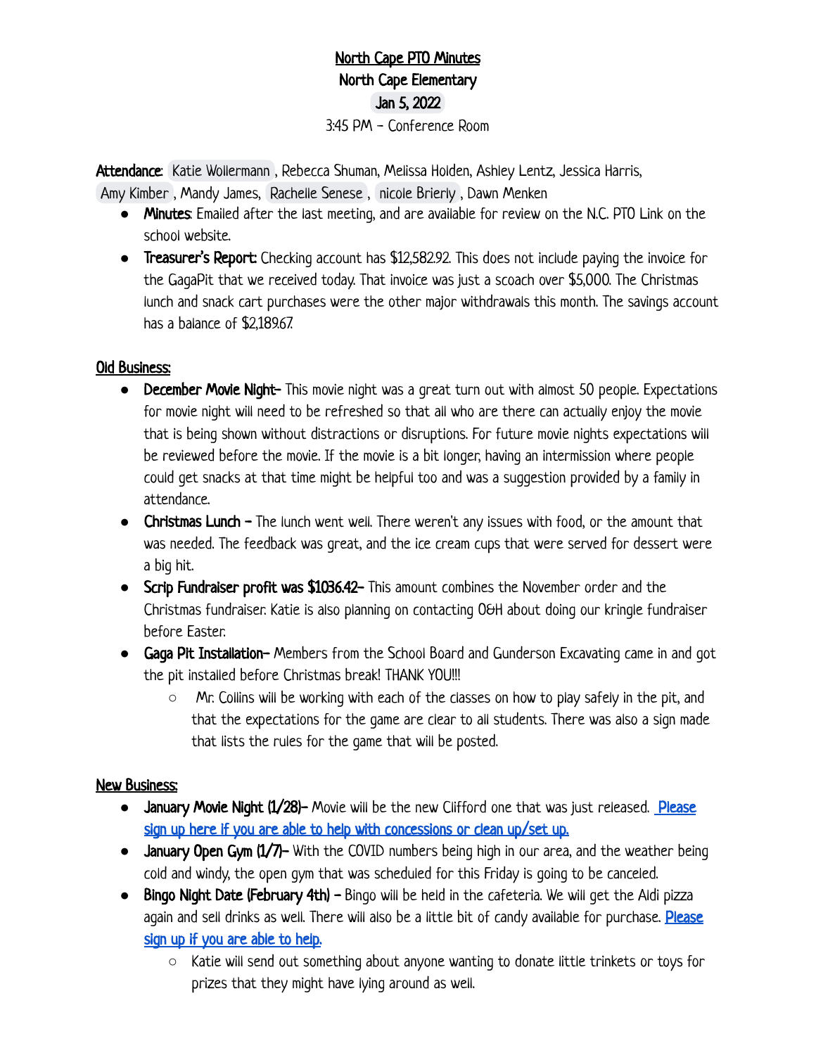# North Cape PTO Minutes

## North Cape Elementary

## Jan 5, 2022

3:45 PM - Conference Room

**Attendance**: Katie Wollermann, Rebecca Shuman, Melissa Holden, Ashley Lentz, Jessica Harris, Amy Kimber, Mandy James, Rachelle Senese, nicole Brierly, Dawn Menken

- **Minutes**: Emailed after the last meeting, and are available for review on the N.C. PTO Link on the school website.
- **Treasurer's Report:** Checking account has $12,582.92. This does not include paying the invoice for the GagaPit that we received today. That invoice was just a scoach over $5,000. The Christmas lunch and snack cart purchases were the other major withdrawals this month. The savings account has a balance of $2,189.67.

## Old Business:

- **December Movie Night-** This movie night was a great turn out with almost 50 people. Expectations for movie night will need to be refreshed so that all who are there can actually enjoy the movie that is being shown without distractions or disruptions. For future movie nights expectations will be reviewed before the movie. If the movie is a bit longer, having an intermission where people could get snacks at that time might be helpful too and was a suggestion provided by a family in attendance.
- **Christmas Lunch –** The lunch went well. There weren't any issues with food, or the amount that was needed. The feedback was great, and the ice cream cups that were served for dessert were a big hit.
- **Scrip Fundraiser profit was $1036.42-** This amount combines the November order and the Christmas fundraiser. Katie is also planning on contacting O&H about doing our kringle fundraiser before Easter.
- **Gaga Pit Installation-** Members from the School Board and Gunderson Excavating came in and got the pit installed before Christmas break! THANK YOU!!!
  - Mr. Collins will be working with each of the classes on how to play safely in the pit, and that the expectations for the game are clear to all students. There was also a sign made that lists the rules for the game that will be posted.

## New Business:

- **January Movie Night (1/28)-** Movie will be the new Clifford one that was just released. Please sign up here if you are able to help with concessions or clean up/set up.
- **January Open Gym (1/7)-** With the COVID numbers being high in our area, and the weather being cold and windy, the open gym that was scheduled for this Friday is going to be canceled.
- **Bingo Night Date (February 4th) –** Bingo will be held in the cafeteria. We will get the Aldi pizza again and sell drinks as well. There will also be a little bit of candy available for purchase. Please sign up if you are able to help.
  - Katie will send out something about anyone wanting to donate little trinkets or toys for prizes that they might have lying around as well.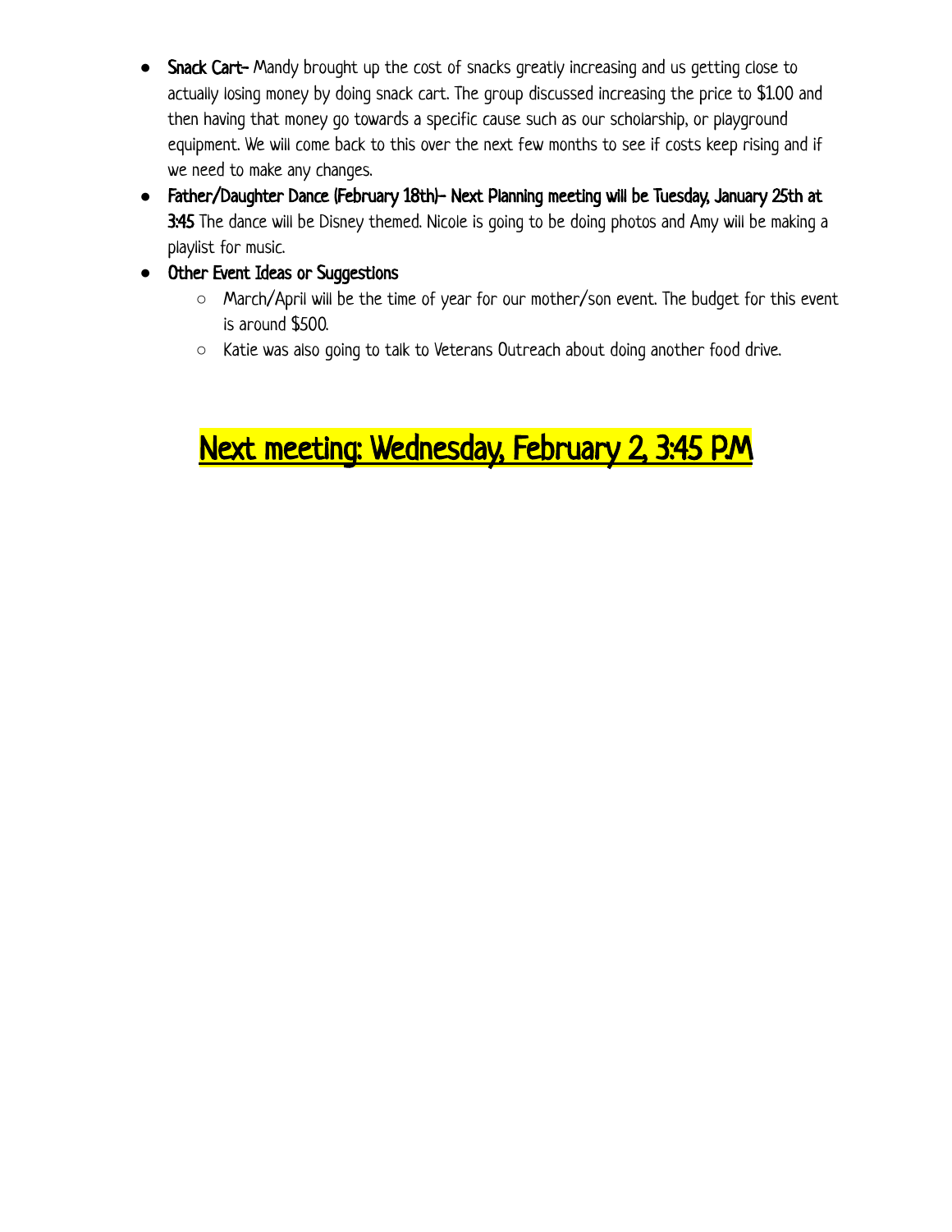- **Snack Cart-** Mandy brought up the cost of snacks greatly increasing and us getting close to actually losing money by doing snack cart. The group discussed increasing the price to $1.00 and then having that money go towards a specific cause such as our scholarship, or playground equipment. We will come back to this over the next few months to see if costs keep rising and if we need to make any changes.
- **Father/Daughter Dance (February 18th)- Next Planning meeting will be Tuesday, January 25th at 3:45** The dance will be Disney themed. Nicole is going to be doing photos and Amy will be making a playlist for music.
- **Other Event Ideas or Suggestions**
  - March/April will be the time of year for our mother/son event. The budget for this event is around $500.
  - Katie was also going to talk to Veterans Outreach about doing another food drive.

## Next meeting: Wednesday, February 2, 3:45 P.M